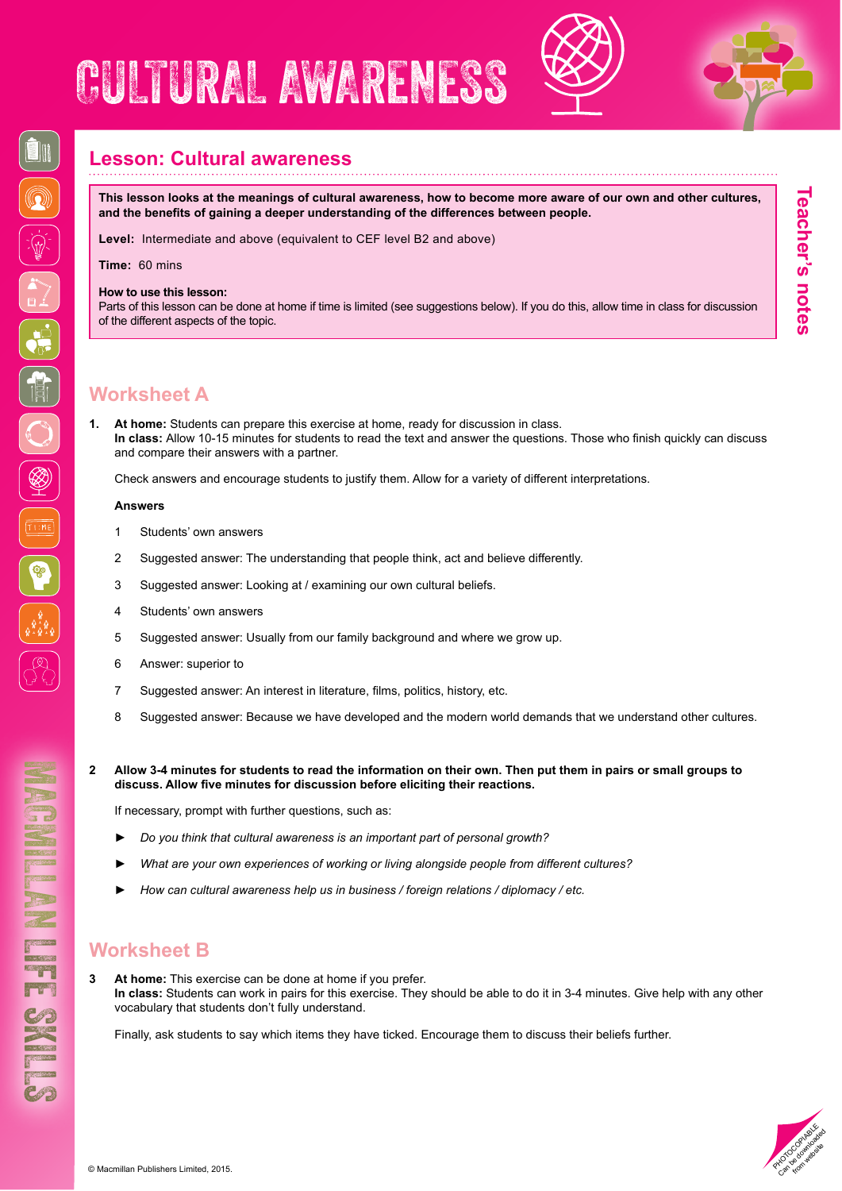# CULTURAL AWARENESS

## Lesson: Cultural awareness

**This lesson looks at the meanings of cultural awareness, how to become more aware of our own and other cultures, and the benefits of gaining a deeper understanding of the differences between people.**

**Level:** Intermediate and above (equivalent to CEF level B2 and above)

**Time:** 60 mins

**How to use this lesson:**
Parts of this lesson can be done at home if time is limited (see suggestions below). If you do this, allow time in class for discussion of the different aspects of the topic.

Teacher's notes

## Worksheet A

**1.** **At home:** Students can prepare this exercise at home, ready for discussion in class.
**In class:** Allow 10-15 minutes for students to read the text and answer the questions. Those who finish quickly can discuss and compare their answers with a partner.

Check answers and encourage students to justify them. Allow for a variety of different interpretations.

**Answers**

1. Students' own answers
2. Suggested answer: The understanding that people think, act and believe differently.
3. Suggested answer: Looking at / examining our own cultural beliefs.
4. Students' own answers
5. Suggested answer: Usually from our family background and where we grow up.
6. Answer: superior to
7. Suggested answer: An interest in literature, films, politics, history, etc.
8. Suggested answer: Because we have developed and the modern world demands that we understand other cultures.

**2** **Allow 3-4 minutes for students to read the information on their own. Then put them in pairs or small groups to discuss. Allow five minutes for discussion before eliciting their reactions.**

If necessary, prompt with further questions, such as:

- *Do you think that cultural awareness is an important part of personal growth?*
- *What are your own experiences of working or living alongside people from different cultures?*
- *How can cultural awareness help us in business / foreign relations / diplomacy / etc.*

## Worksheet B

**3** **At home:** This exercise can be done at home if you prefer.
**In class:** Students can work in pairs for this exercise. They should be able to do it in 3-4 minutes. Give help with any other vocabulary that students don't fully understand.

Finally, ask students to say which items they have ticked. Encourage them to discuss their beliefs further.

© Macmillan Publishers Limited, 2015.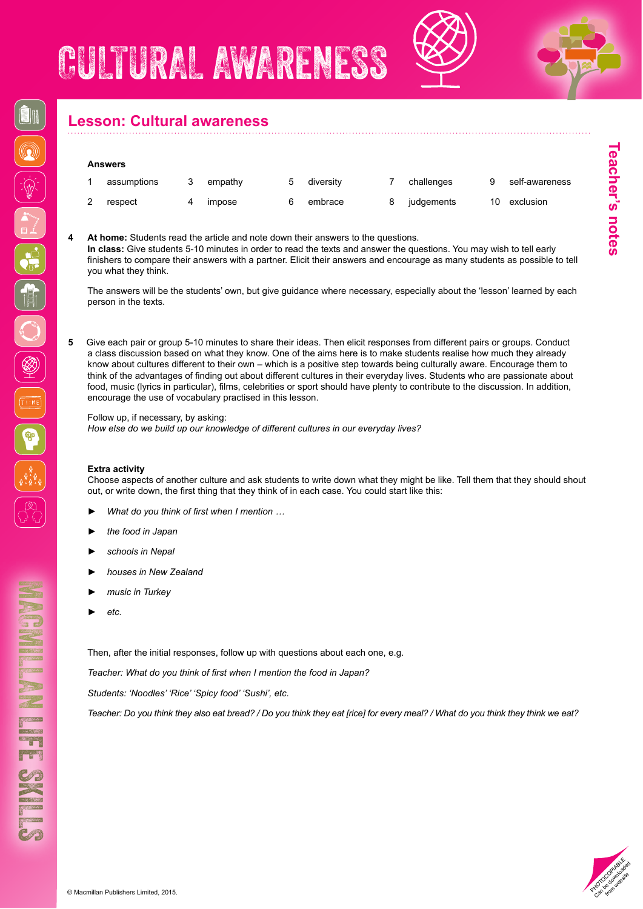## Lesson: Cultural awareness

**Answers**

| | | | | | | | | | |
|---|---|---|---|---|---|---|---|---|---|
| 1 | assumptions | 3 | empathy | 5 | diversity | 7 | challenges | 9 | self-awareness |
| 2 | respect | 4 | impose | 6 | embrace | 8 | judgements | 10 | exclusion |

**4** **At home:** Students read the article and note down their answers to the questions.
**In class:** Give students 5-10 minutes in order to read the texts and answer the questions. You may wish to tell early finishers to compare their answers with a partner. Elicit their answers and encourage as many students as possible to tell you what they think.

The answers will be the students' own, but give guidance where necessary, especially about the 'lesson' learned by each person in the texts.

**5** Give each pair or group 5-10 minutes to share their ideas. Then elicit responses from different pairs or groups. Conduct a class discussion based on what they know. One of the aims here is to make students realise how much they already know about cultures different to their own – which is a positive step towards being culturally aware. Encourage them to think of the advantages of finding out about different cultures in their everyday lives. Students who are passionate about food, music (lyrics in particular), films, celebrities or sport should have plenty to contribute to the discussion. In addition, encourage the use of vocabulary practised in this lesson.

Follow up, if necessary, by asking:
*How else do we build up our knowledge of different cultures in our everyday lives?*

**Extra activity**
Choose aspects of another culture and ask students to write down what they might be like. Tell them that they should shout out, or write down, the first thing that they think of in each case. You could start like this:

- *What do you think of first when I mention …*
- *the food in Japan*
- *schools in Nepal*
- *houses in New Zealand*
- *music in Turkey*
- *etc.*

Then, after the initial responses, follow up with questions about each one, e.g.

*Teacher: What do you think of first when I mention the food in Japan?*

*Students: 'Noodles' 'Rice' 'Spicy food' 'Sushi', etc.*

*Teacher: Do you think they also eat bread? / Do you think they eat [rice] for every meal? / What do you think they think we eat?*

© Macmillan Publishers Limited, 2015.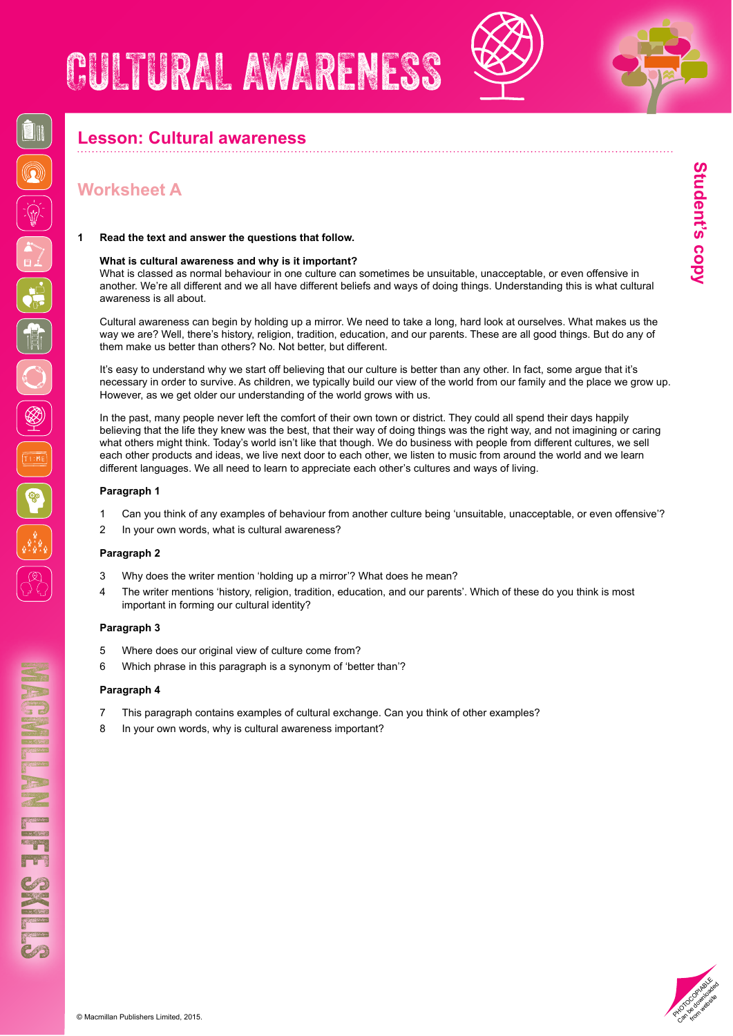# CULTURAL AWARENESS

## Lesson: Cultural awareness

### Worksheet A

**1 Read the text and answer the questions that follow.**

**What is cultural awareness and why is it important?**
What is classed as normal behaviour in one culture can sometimes be unsuitable, unacceptable, or even offensive in another. We're all different and we all have different beliefs and ways of doing things. Understanding this is what cultural awareness is all about.

Cultural awareness can begin by holding up a mirror. We need to take a long, hard look at ourselves. What makes us the way we are? Well, there's history, religion, tradition, education, and our parents. These are all good things. But do any of them make us better than others? No. Not better, but different.

It's easy to understand why we start off believing that our culture is better than any other. In fact, some argue that it's necessary in order to survive. As children, we typically build our view of the world from our family and the place we grow up. However, as we get older our understanding of the world grows with us.

In the past, many people never left the comfort of their own town or district. They could all spend their days happily believing that the life they knew was the best, that their way of doing things was the right way, and not imagining or caring what others might think. Today's world isn't like that though. We do business with people from different cultures, we sell each other products and ideas, we live next door to each other, we listen to music from around the world and we learn different languages. We all need to learn to appreciate each other's cultures and ways of living.

**Paragraph 1**

1. Can you think of any examples of behaviour from another culture being 'unsuitable, unacceptable, or even offensive'?
2. In your own words, what is cultural awareness?

**Paragraph 2**

3. Why does the writer mention 'holding up a mirror'? What does he mean?
4. The writer mentions 'history, religion, tradition, education, and our parents'. Which of these do you think is most important in forming our cultural identity?

**Paragraph 3**

5. Where does our original view of culture come from?
6. Which phrase in this paragraph is a synonym of 'better than'?

**Paragraph 4**

7. This paragraph contains examples of cultural exchange. Can you think of other examples?
8. In your own words, why is cultural awareness important?

© Macmillan Publishers Limited, 2015.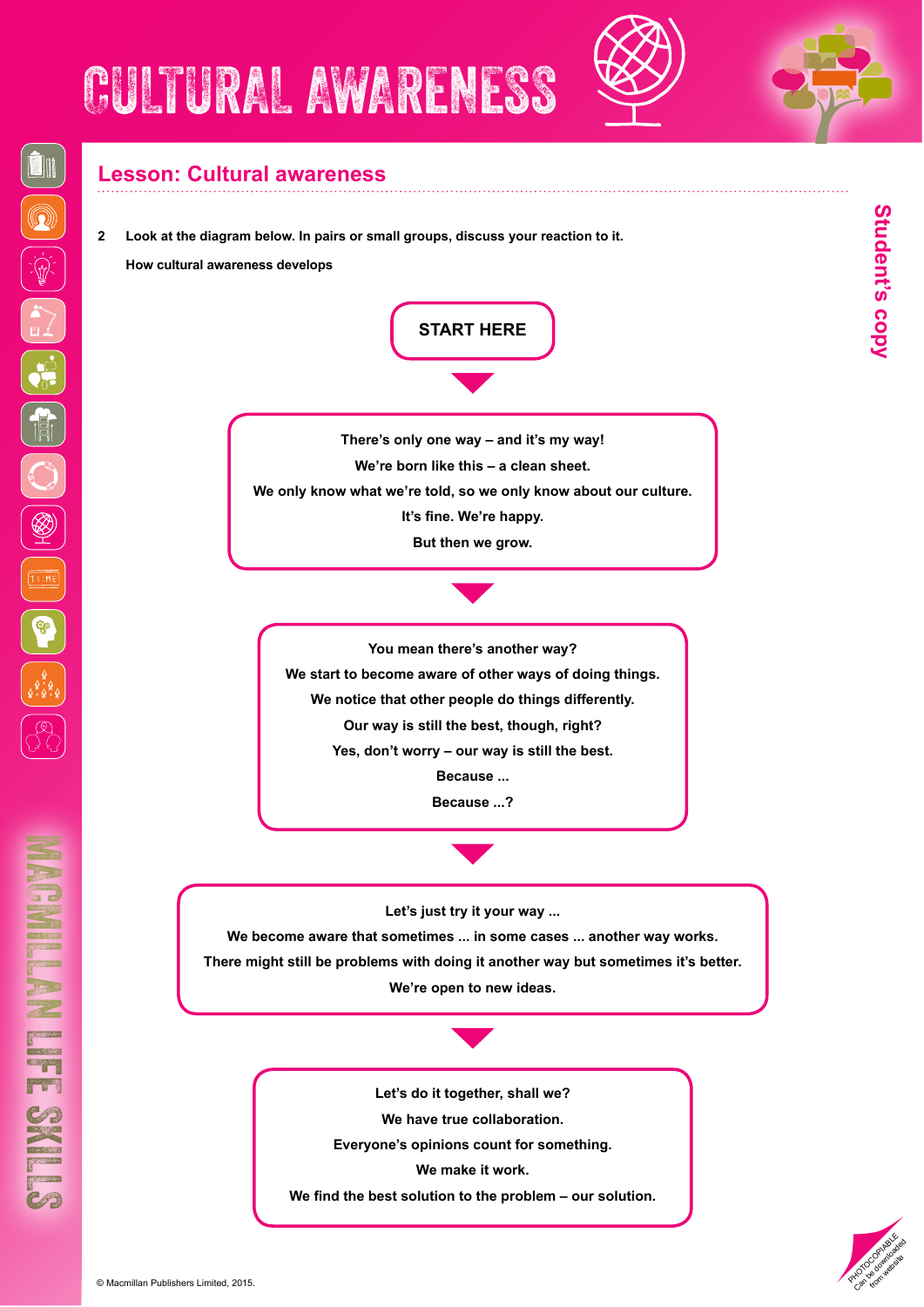## Lesson: Cultural awareness

**2 Look at the diagram below. In pairs or small groups, discuss your reaction to it.**

**How cultural awareness develops**

**START HERE**

▼

**There's only one way – and it's my way!**
**We're born like this – a clean sheet.**
**We only know what we're told, so we only know about our culture.**
**It's fine. We're happy.**
**But then we grow.**

▼

**You mean there's another way?**
**We start to become aware of other ways of doing things.**
**We notice that other people do things differently.**
**Our way is still the best, though, right?**
**Yes, don't worry – our way is still the best.**
**Because ...**
**Because ...?**

▼

**Let's just try it your way ...**
**We become aware that sometimes ... in some cases ... another way works.**
**There might still be problems with doing it another way but sometimes it's better.**
**We're open to new ideas.**

▼

**Let's do it together, shall we?**
**We have true collaboration.**
**Everyone's opinions count for something.**
**We make it work.**
**We find the best solution to the problem – our solution.**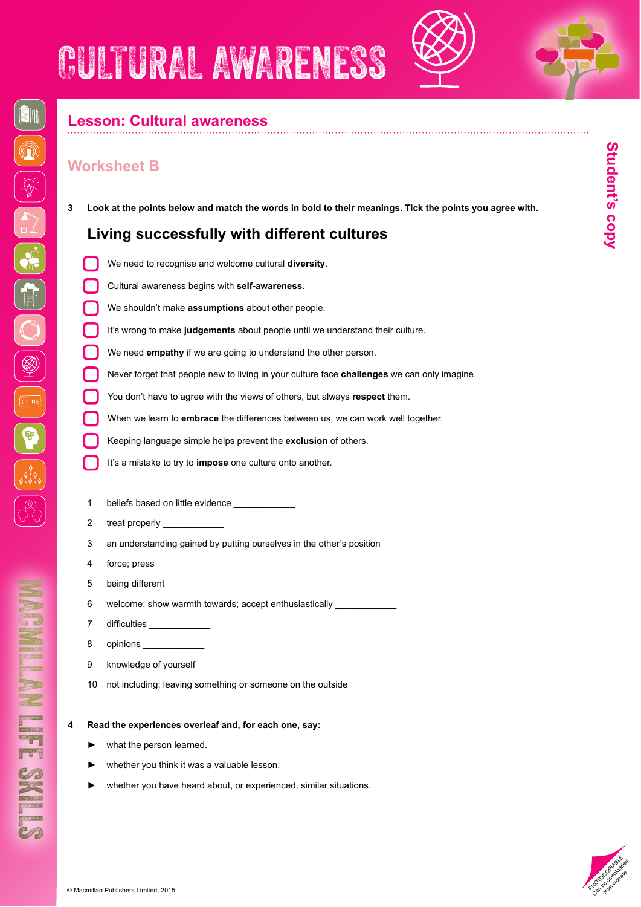# CULTURAL AWARENESS

## Lesson: Cultural awareness

Student's copy

### Worksheet B

**3 Look at the points below and match the words in bold to their meanings. Tick the points you agree with.**

## Living successfully with different cultures

- ☐ We need to recognise and welcome cultural **diversity**.
- ☐ Cultural awareness begins with **self-awareness**.
- ☐ We shouldn't make **assumptions** about other people.
- ☐ It's wrong to make **judgements** about people until we understand their culture.
- ☐ We need **empathy** if we are going to understand the other person.
- ☐ Never forget that people new to living in your culture face **challenges** we can only imagine.
- ☐ You don't have to agree with the views of others, but always **respect** them.
- ☐ When we learn to **embrace** the differences between us, we can work well together.
- ☐ Keeping language simple helps prevent the **exclusion** of others.
- ☐ It's a mistake to try to **impose** one culture onto another.

1. beliefs based on little evidence ____________
2. treat properly ____________
3. an understanding gained by putting ourselves in the other's position ____________
4. force; press ____________
5. being different ____________
6. welcome; show warmth towards; accept enthusiastically ____________
7. difficulties ____________
8. opinions ____________
9. knowledge of yourself ____________
10. not including; leaving something or someone on the outside ____________

**4 Read the experiences overleaf and, for each one, say:**

- ► what the person learned.
- ► whether you think it was a valuable lesson.
- ► whether you have heard about, or experienced, similar situations.

© Macmillan Publishers Limited, 2015.

PHOTOCOPIABLE Can be downloaded from website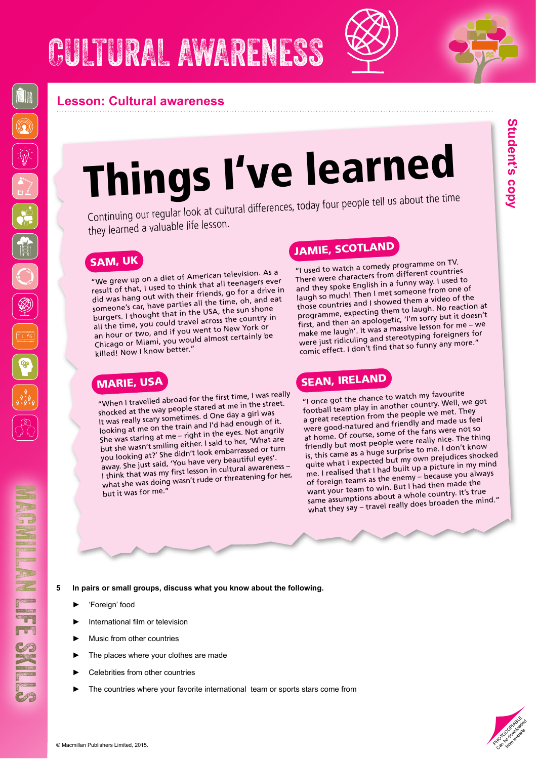# CULTURAL AWARENESS

## Lesson: Cultural awareness

# Things I've learned

Continuing our regular look at cultural differences, today four people tell us about the time they learned a valuable life lesson.

### SAM, UK

"We grew up on a diet of American television. As a result of that, I used to think that all teenagers ever did was hang out with their friends, go for a drive in someone's car, have parties all the time, oh, and eat burgers. I thought that in the USA, the sun shone all the time, you could travel across the country in an hour or two, and if you went to New York or Chicago or Miami, you would almost certainly be killed! Now I know better."

### JAMIE, SCOTLAND

"I used to watch a comedy programme on TV. There were characters from different countries and they spoke English in a funny way. I used to laugh so much! Then I met someone from one of those countries and I showed them a video of the programme, expecting them to laugh. No reaction at first, and then an apologetic, 'I'm sorry but it doesn't make me laugh'. It was a massive lesson for me – we were just ridiculing and stereotyping foreigners for comic effect. I don't find that so funny any more."

### MARIE, USA

"When I travelled abroad for the first time, I was really shocked at the way people stared at me in the street. It was really scary sometimes. d One day a girl was looking at me on the train and I'd had enough of it. She was staring at me – right in the eyes. Not angrily but she wasn't smiling either. I said to her, 'What are you looking at?' She didn't look embarrassed or turn away. She just said, 'You have very beautiful eyes'. I think that was my first lesson in cultural awareness – what she was doing wasn't rude or threatening for her, but it was for me."

### SEAN, IRELAND

"I once got the chance to watch my favourite football team play in another country. Well, we got a great reception from the people we met. They were good-natured and friendly and made us feel at home. Of course, some of the fans were not so friendly but most people were really nice. The thing is, this came as a huge surprise to me. I don't know quite what I expected but my own prejudices shocked me. I realised that I had built up a picture in my mind of foreign teams as the enemy – because you always want your team to win. But I had then made the same assumptions about a whole country. It's true what they say – travel really does broaden the mind."

**5 In pairs or small groups, discuss what you know about the following.**

- 'Foreign' food
- International film or television
- Music from other countries
- The places where your clothes are made
- Celebrities from other countries
- The countries where your favorite international team or sports stars come from

© Macmillan Publishers Limited, 2015.